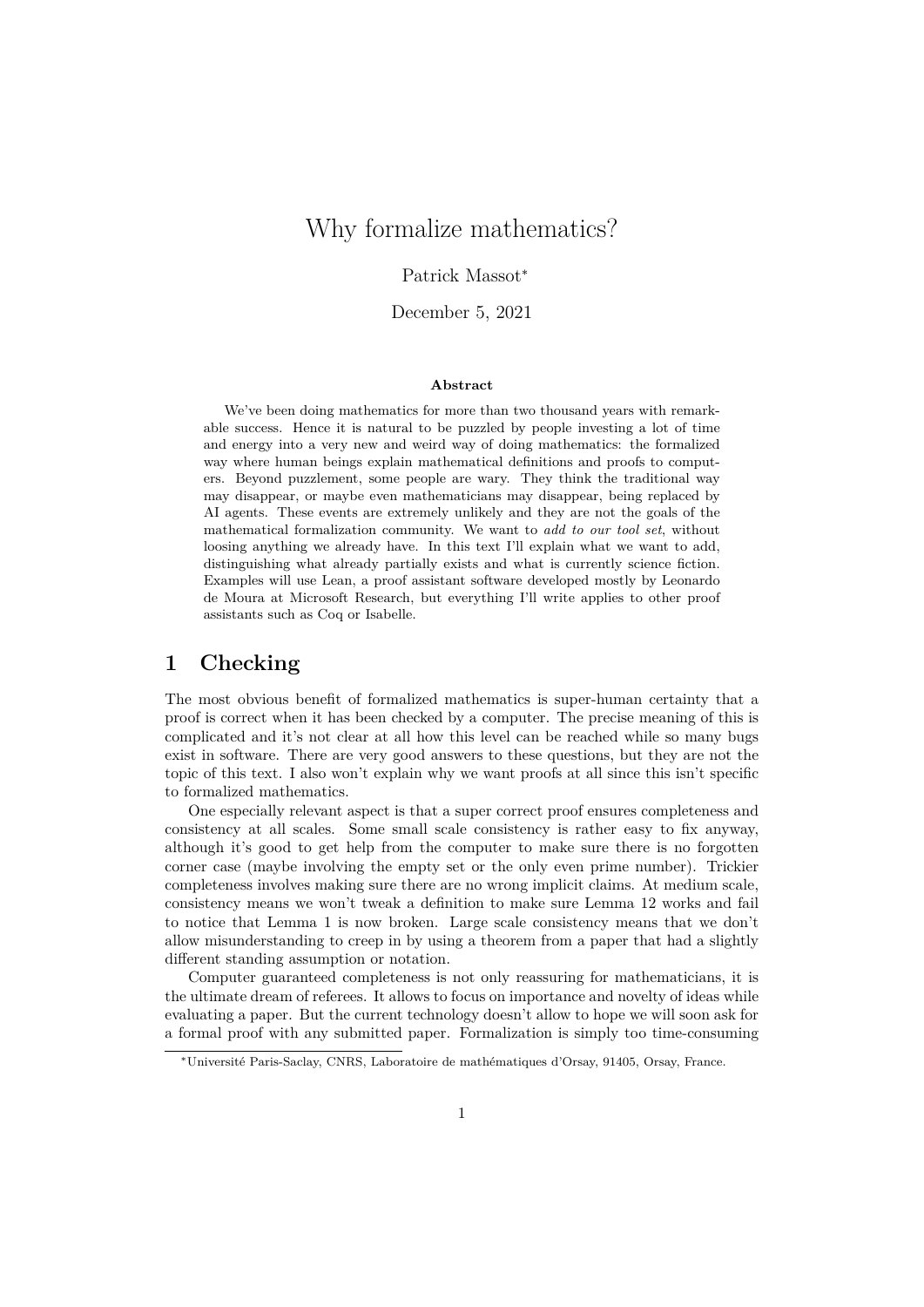# Why formalize mathematics?

Patrick Massot*

December 5, 2021

**Abstract**

We've been doing mathematics for more than two thousand years with remarkable success. Hence it is natural to be puzzled by people investing a lot of time and energy into a very new and weird way of doing mathematics: the formalized way where human beings explain mathematical definitions and proofs to computers. Beyond puzzlement, some people are wary. They think the traditional way may disappear, or maybe even mathematicians may disappear, being replaced by AI agents. These events are extremely unlikely and they are not the goals of the mathematical formalization community. We want to *add to our tool set*, without loosing anything we already have. In this text I'll explain what we want to add, distinguishing what already partially exists and what is currently science fiction. Examples will use Lean, a proof assistant software developed mostly by Leonardo de Moura at Microsoft Research, but everything I'll write applies to other proof assistants such as Coq or Isabelle.

## 1 Checking

The most obvious benefit of formalized mathematics is super-human certainty that a proof is correct when it has been checked by a computer. The precise meaning of this is complicated and it's not clear at all how this level can be reached while so many bugs exist in software. There are very good answers to these questions, but they are not the topic of this text. I also won't explain why we want proofs at all since this isn't specific to formalized mathematics.

One especially relevant aspect is that a super correct proof ensures completeness and consistency at all scales. Some small scale consistency is rather easy to fix anyway, although it's good to get help from the computer to make sure there is no forgotten corner case (maybe involving the empty set or the only even prime number). Trickier completeness involves making sure there are no wrong implicit claims. At medium scale, consistency means we won't tweak a definition to make sure Lemma 12 works and fail to notice that Lemma 1 is now broken. Large scale consistency means that we don't allow misunderstanding to creep in by using a theorem from a paper that had a slightly different standing assumption or notation.

Computer guaranteed completeness is not only reassuring for mathematicians, it is the ultimate dream of referees. It allows to focus on importance and novelty of ideas while evaluating a paper. But the current technology doesn't allow to hope we will soon ask for a formal proof with any submitted paper. Formalization is simply too time-consuming

*Université Paris-Saclay, CNRS, Laboratoire de mathématiques d'Orsay, 91405, Orsay, France.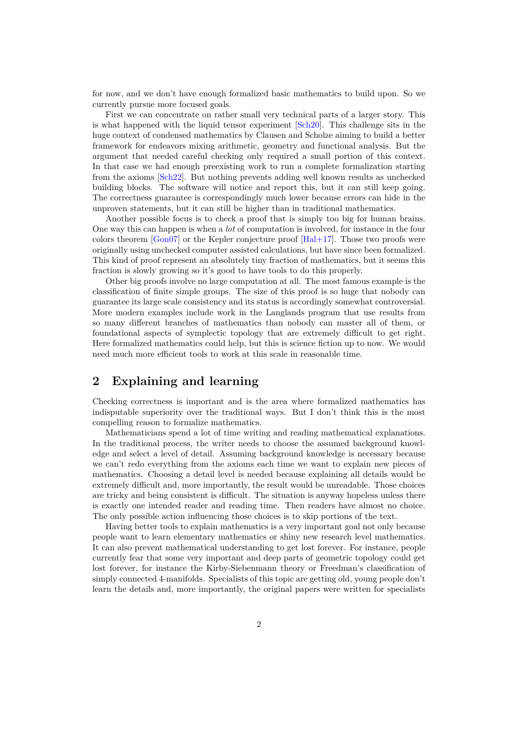for now, and we don't have enough formalized basic mathematics to build upon. So we currently pursue more focused goals.

First we can concentrate on rather small very technical parts of a larger story. This is what happened with the liquid tensor experiment [Sch20]. This challenge sits in the huge context of condensed mathematics by Clausen and Scholze aiming to build a better framework for endeavors mixing arithmetic, geometry and functional analysis. But the argument that needed careful checking only required a small portion of this context. In that case we had enough preexisting work to run a complete formalization starting from the axioms [Sch22]. But nothing prevents adding well known results as unchecked building blocks. The software will notice and report this, but it can still keep going. The correctness guarantee is correspondingly much lower because errors can hide in the unproven statements, but it can still be higher than in traditional mathematics.

Another possible focus is to check a proof that is simply too big for human brains. One way this can happen is when a *lot* of computation is involved, for instance in the four colors theorem [Gon07] or the Kepler conjecture proof [Hal+17]. Those two proofs were originally using unchecked computer assisted calculations, but have since been formalized. This kind of proof represent an absolutely tiny fraction of mathematics, but it seems this fraction is slowly growing so it's good to have tools to do this properly.

Other big proofs involve no large computation at all. The most famous example is the classification of finite simple groups. The size of this proof is so huge that nobody can guarantee its large scale consistency and its status is accordingly somewhat controversial. More modern examples include work in the Langlands program that use results from so many different branches of mathematics than nobody can master all of them, or foundational aspects of symplectic topology that are extremely difficult to get right. Here formalized mathematics could help, but this is science fiction up to now. We would need much more efficient tools to work at this scale in reasonable time.

## 2 Explaining and learning

Checking correctness is important and is the area where formalized mathematics has indisputable superiority over the traditional ways. But I don't think this is the most compelling reason to formalize mathematics.

Mathematicians spend a lot of time writing and reading mathematical explanations. In the traditional process, the writer needs to choose the assumed background knowledge and select a level of detail. Assuming background knowledge is necessary because we can't redo everything from the axioms each time we want to explain new pieces of mathematics. Choosing a detail level is needed because explaining all details would be extremely difficult and, more importantly, the result would be unreadable. Those choices are tricky and being consistent is difficult. The situation is anyway hopeless unless there is exactly one intended reader and reading time. Then readers have almost no choice. The only possible action influencing those choices is to skip portions of the text.

Having better tools to explain mathematics is a very important goal not only because people want to learn elementary mathematics or shiny new research level mathematics. It can also prevent mathematical understanding to get lost forever. For instance, people currently fear that some very important and deep parts of geometric topology could get lost forever, for instance the Kirby-Siebenmann theory or Freedman's classification of simply connected 4-manifolds. Specialists of this topic are getting old, young people don't learn the details and, more importantly, the original papers were written for specialists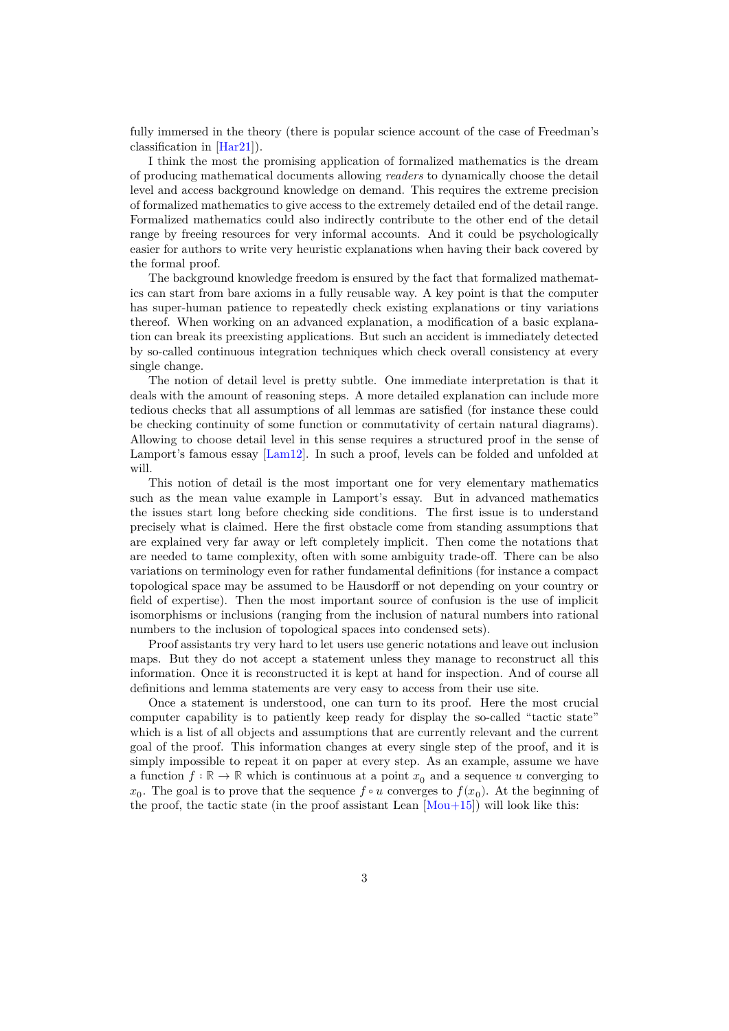fully immersed in the theory (there is popular science account of the case of Freedman's classification in [Har21]).

I think the most the promising application of formalized mathematics is the dream of producing mathematical documents allowing *readers* to dynamically choose the detail level and access background knowledge on demand. This requires the extreme precision of formalized mathematics to give access to the extremely detailed end of the detail range. Formalized mathematics could also indirectly contribute to the other end of the detail range by freeing resources for very informal accounts. And it could be psychologically easier for authors to write very heuristic explanations when having their back covered by the formal proof.

The background knowledge freedom is ensured by the fact that formalized mathematics can start from bare axioms in a fully reusable way. A key point is that the computer has super-human patience to repeatedly check existing explanations or tiny variations thereof. When working on an advanced explanation, a modification of a basic explanation can break its preexisting applications. But such an accident is immediately detected by so-called continuous integration techniques which check overall consistency at every single change.

The notion of detail level is pretty subtle. One immediate interpretation is that it deals with the amount of reasoning steps. A more detailed explanation can include more tedious checks that all assumptions of all lemmas are satisfied (for instance these could be checking continuity of some function or commutativity of certain natural diagrams). Allowing to choose detail level in this sense requires a structured proof in the sense of Lamport's famous essay [Lam12]. In such a proof, levels can be folded and unfolded at will.

This notion of detail is the most important one for very elementary mathematics such as the mean value example in Lamport's essay. But in advanced mathematics the issues start long before checking side conditions. The first issue is to understand precisely what is claimed. Here the first obstacle come from standing assumptions that are explained very far away or left completely implicit. Then come the notations that are needed to tame complexity, often with some ambiguity trade-off. There can be also variations on terminology even for rather fundamental definitions (for instance a compact topological space may be assumed to be Hausdorff or not depending on your country or field of expertise). Then the most important source of confusion is the use of implicit isomorphisms or inclusions (ranging from the inclusion of natural numbers into rational numbers to the inclusion of topological spaces into condensed sets).

Proof assistants try very hard to let users use generic notations and leave out inclusion maps. But they do not accept a statement unless they manage to reconstruct all this information. Once it is reconstructed it is kept at hand for inspection. And of course all definitions and lemma statements are very easy to access from their use site.

Once a statement is understood, one can turn to its proof. Here the most crucial computer capability is to patiently keep ready for display the so-called "tactic state" which is a list of all objects and assumptions that are currently relevant and the current goal of the proof. This information changes at every single step of the proof, and it is simply impossible to repeat it on paper at every step. As an example, assume we have a function $f : \mathbb{R} \to \mathbb{R}$ which is continuous at a point $x_0$ and a sequence $u$ converging to $x_0$. The goal is to prove that the sequence $f \circ u$ converges to $f(x_0)$. At the beginning of the proof, the tactic state (in the proof assistant Lean [Mou+15]) will look like this: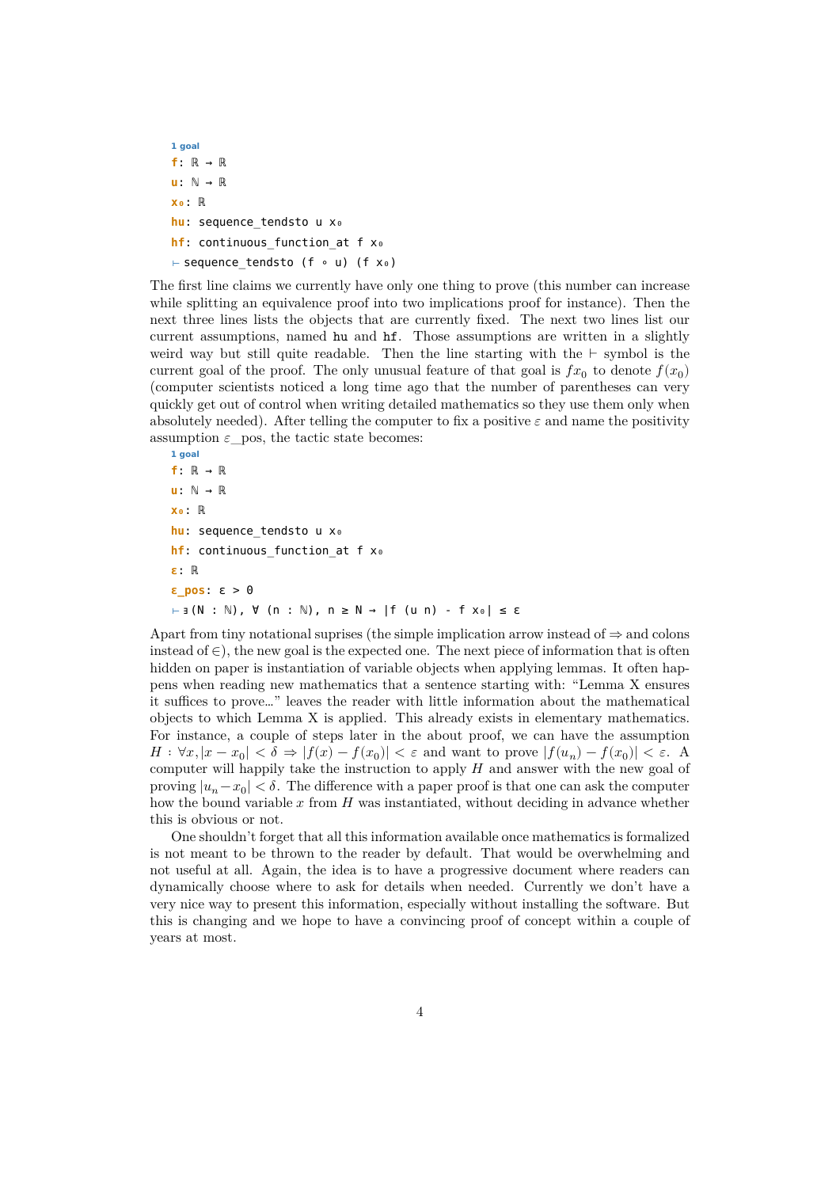```
1 goal
f: ℝ → ℝ
u: ℕ → ℝ
x₀: ℝ
hu: sequence_tendsto u x₀
hf: continuous_function_at f x₀
⊢ sequence_tendsto (f ∘ u) (f x₀)
```

The first line claims we currently have only one thing to prove (this number can increase while splitting an equivalence proof into two implications proof for instance). Then the next three lines lists the objects that are currently fixed. The next two lines list our current assumptions, named `hu` and `hf`. Those assumptions are written in a slightly weird way but still quite readable. Then the line starting with the $\vdash$ symbol is the current goal of the proof. The only unusual feature of that goal is $fx_0$ to denote $f(x_0)$ (computer scientists noticed a long time ago that the number of parentheses can very quickly get out of control when writing detailed mathematics so they use them only when absolutely needed). After telling the computer to fix a positive $\varepsilon$ and name the positivity assumption $\varepsilon$_pos, the tactic state becomes:

```
1 goal
f: ℝ → ℝ
u: ℕ → ℝ
x₀: ℝ
hu: sequence_tendsto u x₀
hf: continuous_function_at f x₀
ε: ℝ
ε_pos: ε > 0
⊢ ∃(N : ℕ), ∀ (n : ℕ), n ≥ N → |f (u n) - f x₀| ≤ ε
```

Apart from tiny notational suprises (the simple implication arrow instead of $\Rightarrow$ and colons instead of $\in$), the new goal is the expected one. The next piece of information that is often hidden on paper is instantiation of variable objects when applying lemmas. It often happens when reading new mathematics that a sentence starting with: "Lemma X ensures it suffices to prove…" leaves the reader with little information about the mathematical objects to which Lemma X is applied. This already exists in elementary mathematics. For instance, a couple of steps later in the about proof, we can have the assumption $H : \forall x, |x - x_0| < \delta \Rightarrow |f(x) - f(x_0)| < \varepsilon$ and want to prove $|f(u_n) - f(x_0)| < \varepsilon$. A computer will happily take the instruction to apply $H$ and answer with the new goal of proving $|u_n - x_0| < \delta$. The difference with a paper proof is that one can ask the computer how the bound variable $x$ from $H$ was instantiated, without deciding in advance whether this is obvious or not.

One shouldn't forget that all this information available once mathematics is formalized is not meant to be thrown to the reader by default. That would be overwhelming and not useful at all. Again, the idea is to have a progressive document where readers can dynamically choose where to ask for details when needed. Currently we don't have a very nice way to present this information, especially without installing the software. But this is changing and we hope to have a convincing proof of concept within a couple of years at most.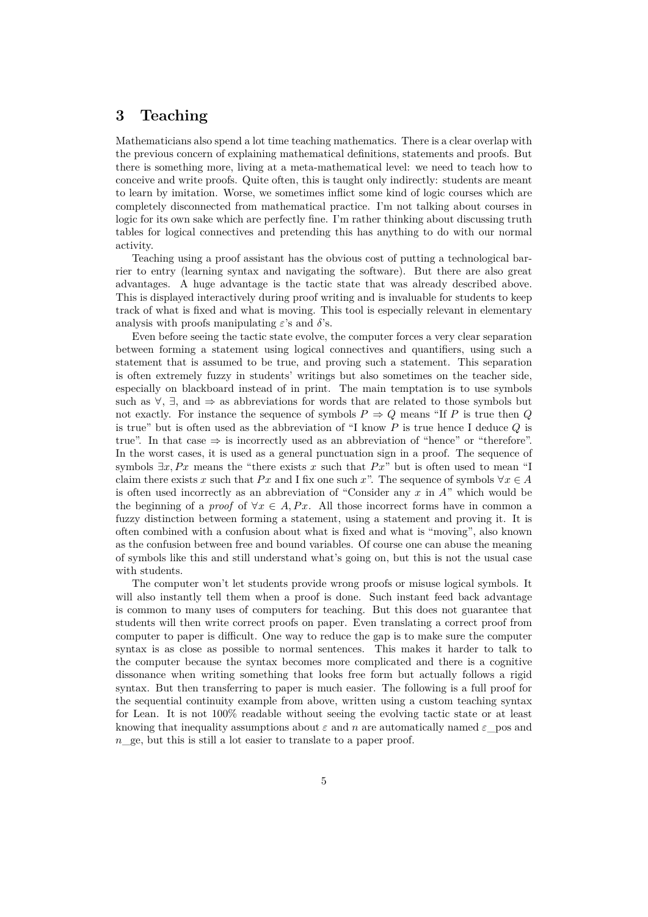## 3 Teaching

Mathematicians also spend a lot time teaching mathematics. There is a clear overlap with the previous concern of explaining mathematical definitions, statements and proofs. But there is something more, living at a meta-mathematical level: we need to teach how to conceive and write proofs. Quite often, this is taught only indirectly: students are meant to learn by imitation. Worse, we sometimes inflict some kind of logic courses which are completely disconnected from mathematical practice. I'm not talking about courses in logic for its own sake which are perfectly fine. I'm rather thinking about discussing truth tables for logical connectives and pretending this has anything to do with our normal activity.

Teaching using a proof assistant has the obvious cost of putting a technological barrier to entry (learning syntax and navigating the software). But there are also great advantages. A huge advantage is the tactic state that was already described above. This is displayed interactively during proof writing and is invaluable for students to keep track of what is fixed and what is moving. This tool is especially relevant in elementary analysis with proofs manipulating $\varepsilon$'s and $\delta$'s.

Even before seeing the tactic state evolve, the computer forces a very clear separation between forming a statement using logical connectives and quantifiers, using such a statement that is assumed to be true, and proving such a statement. This separation is often extremely fuzzy in students' writings but also sometimes on the teacher side, especially on blackboard instead of in print. The main temptation is to use symbols such as $\forall$, $\exists$, and $\Rightarrow$ as abbreviations for words that are related to those symbols but not exactly. For instance the sequence of symbols $P \Rightarrow Q$ means "If $P$ is true then $Q$ is true" but is often used as the abbreviation of "I know $P$ is true hence I deduce $Q$ is true". In that case $\Rightarrow$ is incorrectly used as an abbreviation of "hence" or "therefore". In the worst cases, it is used as a general punctuation sign in a proof. The sequence of symbols $\exists x, Px$ means the "there exists $x$ such that $Px$" but is often used to mean "I claim there exists $x$ such that $Px$ and I fix one such $x$". The sequence of symbols $\forall x \in A$ is often used incorrectly as an abbreviation of "Consider any $x$ in $A$" which would be the beginning of a *proof* of $\forall x \in A, Px$. All those incorrect forms have in common a fuzzy distinction between forming a statement, using a statement and proving it. It is often combined with a confusion about what is fixed and what is "moving", also known as the confusion between free and bound variables. Of course one can abuse the meaning of symbols like this and still understand what's going on, but this is not the usual case with students.

The computer won't let students provide wrong proofs or misuse logical symbols. It will also instantly tell them when a proof is done. Such instant feed back advantage is common to many uses of computers for teaching. But this does not guarantee that students will then write correct proofs on paper. Even translating a correct proof from computer to paper is difficult. One way to reduce the gap is to make sure the computer syntax is as close as possible to normal sentences. This makes it harder to talk to the computer because the syntax becomes more complicated and there is a cognitive dissonance when writing something that looks free form but actually follows a rigid syntax. But then transferring to paper is much easier. The following is a full proof for the sequential continuity example from above, written using a custom teaching syntax for Lean. It is not 100% readable without seeing the evolving tactic state or at least knowing that inequality assumptions about $\varepsilon$ and $n$ are automatically named $\varepsilon$_pos and $n$_ge, but this is still a lot easier to translate to a paper proof.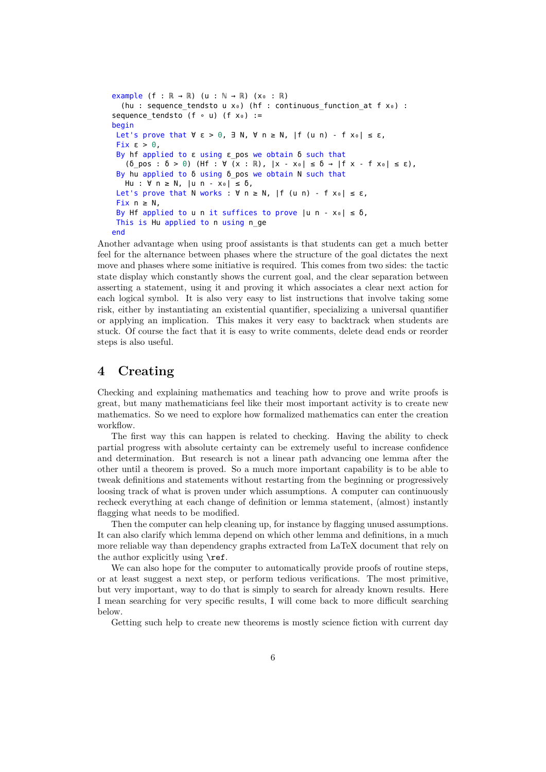```
example (f : ℝ → ℝ) (u : ℕ → ℝ) (x₀ : ℝ)
  (hu : sequence_tendsto u x₀) (hf : continuous_function_at f x₀) :
sequence_tendsto (f ∘ u) (f x₀) :=
begin
 Let's prove that ∀ ε > 0, ∃ N, ∀ n ≥ N, |f (u n) - f x₀| ≤ ε,
 Fix ε > 0,
 By hf applied to ε using ε_pos we obtain δ such that
   (δ_pos : δ > 0) (Hf : ∀ (x : ℝ), |x - x₀| ≤ δ → |f x - f x₀| ≤ ε),
 By hu applied to δ using δ_pos we obtain N such that
   Hu : ∀ n ≥ N, |u n - x₀| ≤ δ,
 Let's prove that N works : ∀ n ≥ N, |f (u n) - f x₀| ≤ ε,
 Fix n ≥ N,
 By Hf applied to u n it suffices to prove |u n - x₀| ≤ δ,
 This is Hu applied to n using n_ge
end
```

Another advantage when using proof assistants is that students can get a much better feel for the alternance between phases where the structure of the goal dictates the next move and phases where some initiative is required. This comes from two sides: the tactic state display which constantly shows the current goal, and the clear separation between asserting a statement, using it and proving it which associates a clear next action for each logical symbol. It is also very easy to list instructions that involve taking some risk, either by instantiating an existential quantifier, specializing a universal quantifier or applying an implication. This makes it very easy to backtrack when students are stuck. Of course the fact that it is easy to write comments, delete dead ends or reorder steps is also useful.

## 4 Creating

Checking and explaining mathematics and teaching how to prove and write proofs is great, but many mathematicians feel like their most important activity is to create new mathematics. So we need to explore how formalized mathematics can enter the creation workflow.

The first way this can happen is related to checking. Having the ability to check partial progress with absolute certainty can be extremely useful to increase confidence and determination. But research is not a linear path advancing one lemma after the other until a theorem is proved. So a much more important capability is to be able to tweak definitions and statements without restarting from the beginning or progressively loosing track of what is proven under which assumptions. A computer can continuously recheck everything at each change of definition or lemma statement, (almost) instantly flagging what needs to be modified.

Then the computer can help cleaning up, for instance by flagging unused assumptions. It can also clarify which lemma depend on which other lemma and definitions, in a much more reliable way than dependency graphs extracted from LaTeX document that rely on the author explicitly using `\ref`.

We can also hope for the computer to automatically provide proofs of routine steps, or at least suggest a next step, or perform tedious verifications. The most primitive, but very important, way to do that is simply to search for already known results. Here I mean searching for very specific results, I will come back to more difficult searching below.

Getting such help to create new theorems is mostly science fiction with current day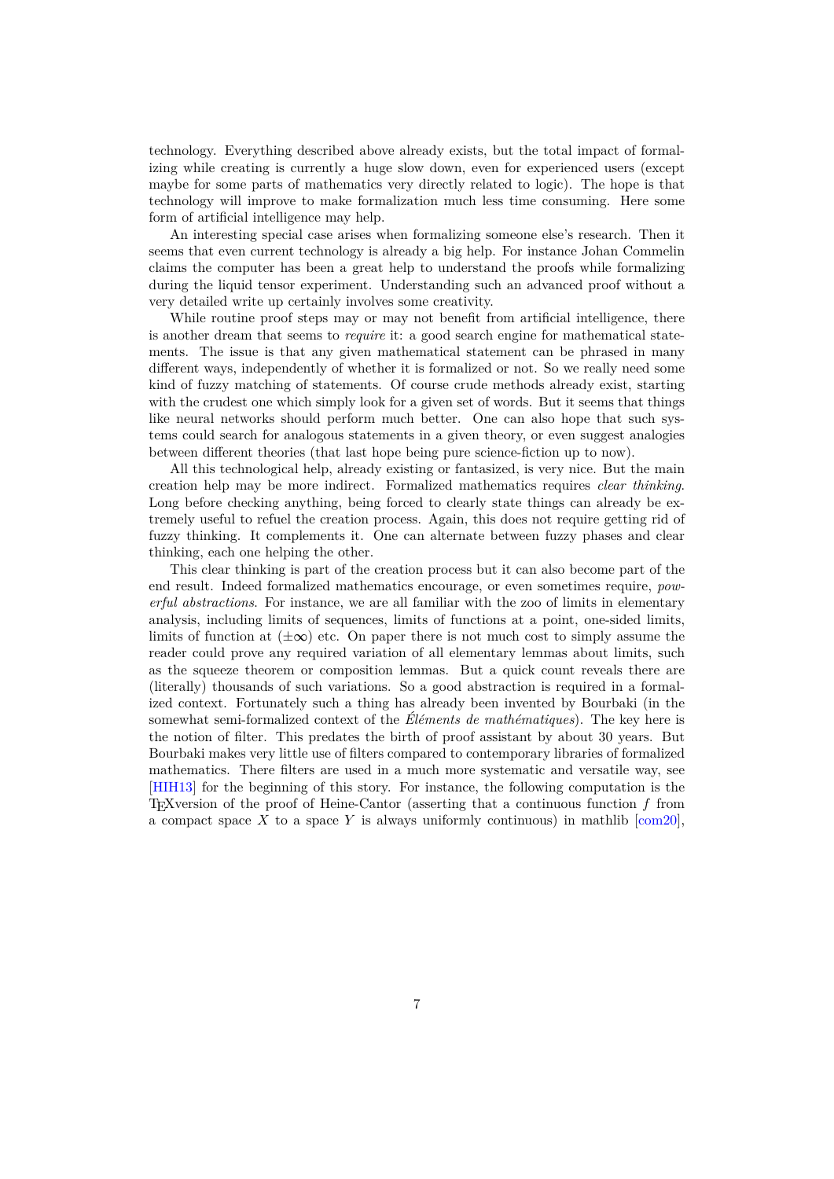technology. Everything described above already exists, but the total impact of formalizing while creating is currently a huge slow down, even for experienced users (except maybe for some parts of mathematics very directly related to logic). The hope is that technology will improve to make formalization much less time consuming. Here some form of artificial intelligence may help.

An interesting special case arises when formalizing someone else's research. Then it seems that even current technology is already a big help. For instance Johan Commelin claims the computer has been a great help to understand the proofs while formalizing during the liquid tensor experiment. Understanding such an advanced proof without a very detailed write up certainly involves some creativity.

While routine proof steps may or may not benefit from artificial intelligence, there is another dream that seems to *require* it: a good search engine for mathematical statements. The issue is that any given mathematical statement can be phrased in many different ways, independently of whether it is formalized or not. So we really need some kind of fuzzy matching of statements. Of course crude methods already exist, starting with the crudest one which simply look for a given set of words. But it seems that things like neural networks should perform much better. One can also hope that such systems could search for analogous statements in a given theory, or even suggest analogies between different theories (that last hope being pure science-fiction up to now).

All this technological help, already existing or fantasized, is very nice. But the main creation help may be more indirect. Formalized mathematics requires *clear thinking*. Long before checking anything, being forced to clearly state things can already be extremely useful to refuel the creation process. Again, this does not require getting rid of fuzzy thinking. It complements it. One can alternate between fuzzy phases and clear thinking, each one helping the other.

This clear thinking is part of the creation process but it can also become part of the end result. Indeed formalized mathematics encourage, or even sometimes require, *powerful abstractions*. For instance, we are all familiar with the zoo of limits in elementary analysis, including limits of sequences, limits of functions at a point, one-sided limits, limits of function at $(\pm\infty)$ etc. On paper there is not much cost to simply assume the reader could prove any required variation of all elementary lemmas about limits, such as the squeeze theorem or composition lemmas. But a quick count reveals there are (literally) thousands of such variations. So a good abstraction is required in a formalized context. Fortunately such a thing has already been invented by Bourbaki (in the somewhat semi-formalized context of the *Éléments de mathématiques*). The key here is the notion of filter. This predates the birth of proof assistant by about 30 years. But Bourbaki makes very little use of filters compared to contemporary libraries of formalized mathematics. There filters are used in a much more systematic and versatile way, see [HIH13] for the beginning of this story. For instance, the following computation is the TEXversion of the proof of Heine-Cantor (asserting that a continuous function $f$ from a compact space $X$ to a space $Y$ is always uniformly continuous) in mathlib [com20],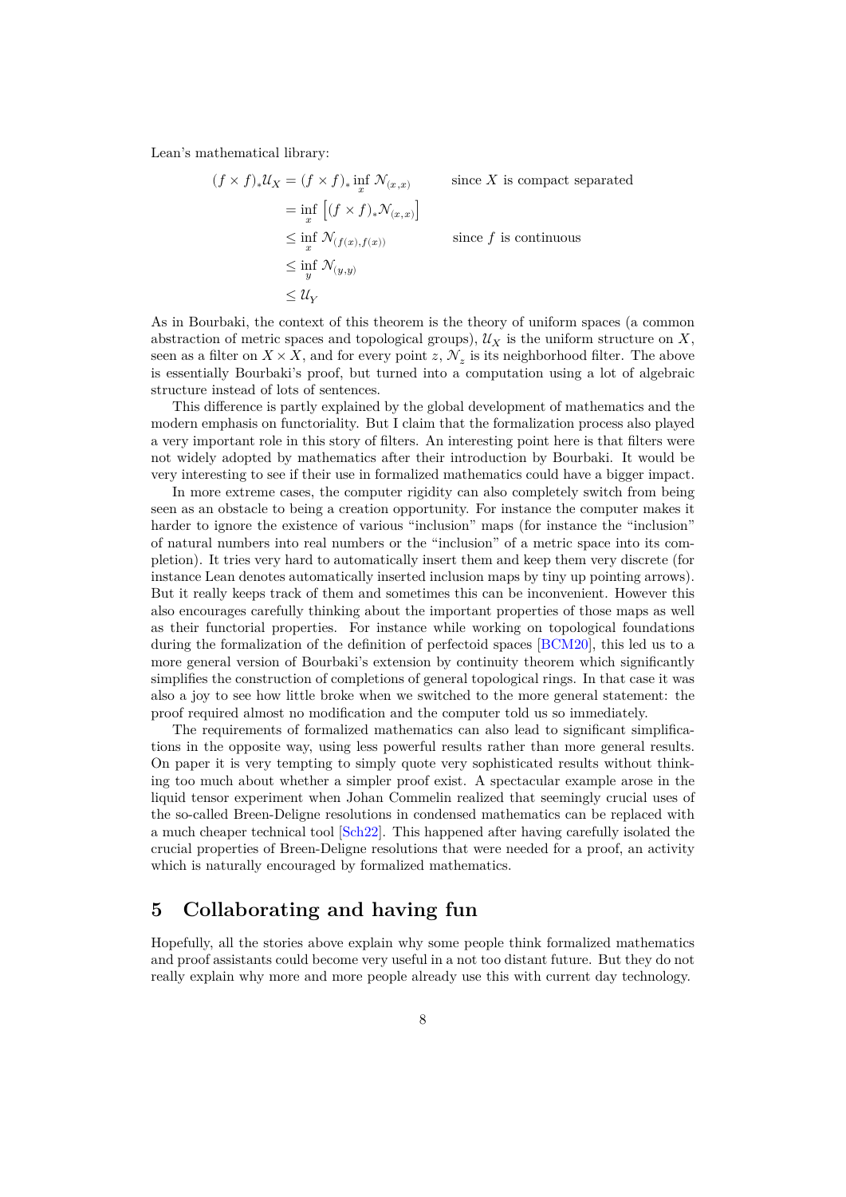Lean's mathematical library:

$$
\begin{aligned}
(f \times f)_* \mathcal{U}_X &= (f \times f)_* \inf_x \mathcal{N}_{(x,x)} && \text{since } X \text{ is compact separated} \\
&= \inf_x \left[ (f \times f)_* \mathcal{N}_{(x,x)} \right] \\
&\le \inf_x \mathcal{N}_{(f(x),f(x))} && \text{since } f \text{ is continuous} \\
&\le \inf_y \mathcal{N}_{(y,y)} \\
&\le \mathcal{U}_Y
\end{aligned}
$$

As in Bourbaki, the context of this theorem is the theory of uniform spaces (a common abstraction of metric spaces and topological groups), $\mathcal{U}_X$ is the uniform structure on $X$, seen as a filter on $X \times X$, and for every point $z$, $\mathcal{N}_z$ is its neighborhood filter. The above is essentially Bourbaki's proof, but turned into a computation using a lot of algebraic structure instead of lots of sentences.

This difference is partly explained by the global development of mathematics and the modern emphasis on functoriality. But I claim that the formalization process also played a very important role in this story of filters. An interesting point here is that filters were not widely adopted by mathematics after their introduction by Bourbaki. It would be very interesting to see if their use in formalized mathematics could have a bigger impact.

In more extreme cases, the computer rigidity can also completely switch from being seen as an obstacle to being a creation opportunity. For instance the computer makes it harder to ignore the existence of various "inclusion" maps (for instance the "inclusion" of natural numbers into real numbers or the "inclusion" of a metric space into its completion). It tries very hard to automatically insert them and keep them very discrete (for instance Lean denotes automatically inserted inclusion maps by tiny up pointing arrows). But it really keeps track of them and sometimes this can be inconvenient. However this also encourages carefully thinking about the important properties of those maps as well as their functorial properties. For instance while working on topological foundations during the formalization of the definition of perfectoid spaces [BCM20], this led us to a more general version of Bourbaki's extension by continuity theorem which significantly simplifies the construction of completions of general topological rings. In that case it was also a joy to see how little broke when we switched to the more general statement: the proof required almost no modification and the computer told us so immediately.

The requirements of formalized mathematics can also lead to significant simplifications in the opposite way, using less powerful results rather than more general results. On paper it is very tempting to simply quote very sophisticated results without thinking too much about whether a simpler proof exist. A spectacular example arose in the liquid tensor experiment when Johan Commelin realized that seemingly crucial uses of the so-called Breen-Deligne resolutions in condensed mathematics can be replaced with a much cheaper technical tool [Sch22]. This happened after having carefully isolated the crucial properties of Breen-Deligne resolutions that were needed for a proof, an activity which is naturally encouraged by formalized mathematics.

## 5 Collaborating and having fun

Hopefully, all the stories above explain why some people think formalized mathematics and proof assistants could become very useful in a not too distant future. But they do not really explain why more and more people already use this with current day technology.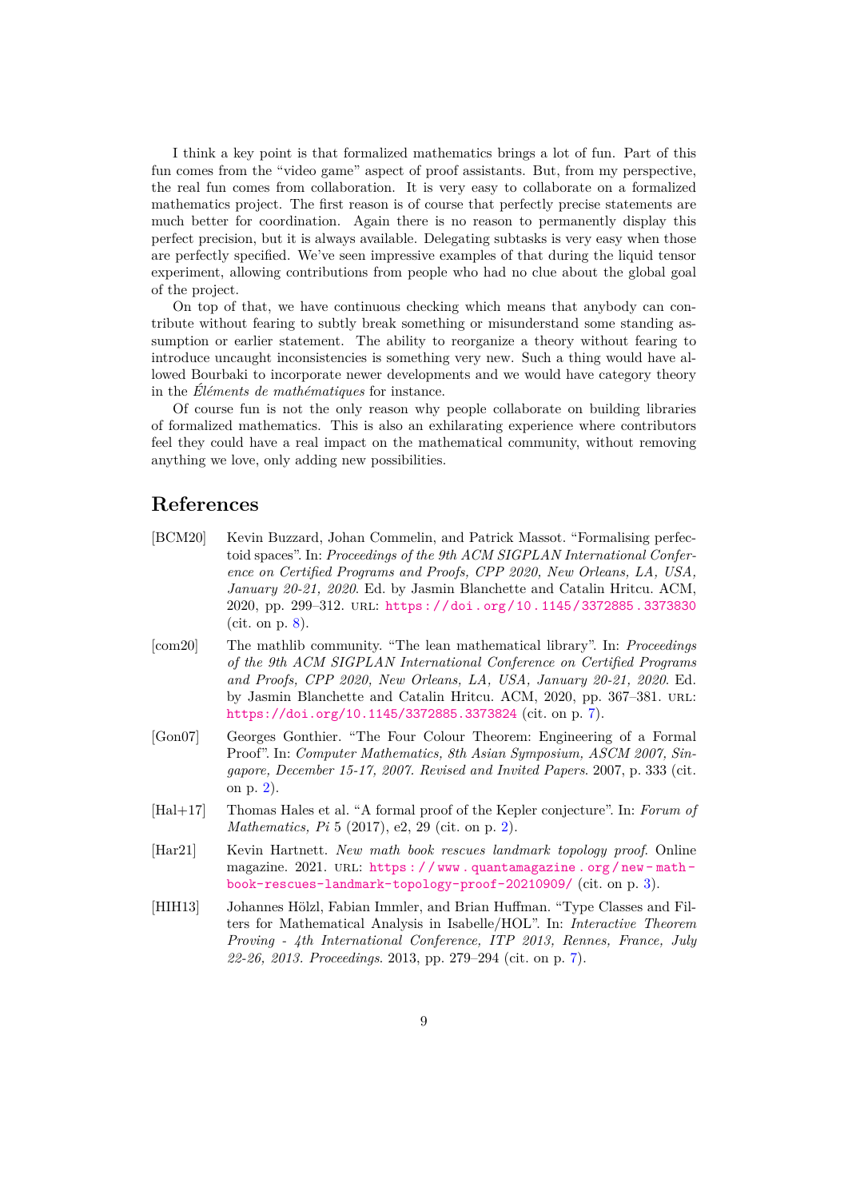I think a key point is that formalized mathematics brings a lot of fun. Part of this fun comes from the "video game" aspect of proof assistants. But, from my perspective, the real fun comes from collaboration. It is very easy to collaborate on a formalized mathematics project. The first reason is of course that perfectly precise statements are much better for coordination. Again there is no reason to permanently display this perfect precision, but it is always available. Delegating subtasks is very easy when those are perfectly specified. We've seen impressive examples of that during the liquid tensor experiment, allowing contributions from people who had no clue about the global goal of the project.

On top of that, we have continuous checking which means that anybody can contribute without fearing to subtly break something or misunderstand some standing assumption or earlier statement. The ability to reorganize a theory without fearing to introduce uncaught inconsistencies is something very new. Such a thing would have allowed Bourbaki to incorporate newer developments and we would have category theory in the *Éléments de mathématiques* for instance.

Of course fun is not the only reason why people collaborate on building libraries of formalized mathematics. This is also an exhilarating experience where contributors feel they could have a real impact on the mathematical community, without removing anything we love, only adding new possibilities.

## References

[BCM20] Kevin Buzzard, Johan Commelin, and Patrick Massot. "Formalising perfectoid spaces". In: *Proceedings of the 9th ACM SIGPLAN International Conference on Certified Programs and Proofs, CPP 2020, New Orleans, LA, USA, January 20-21, 2020*. Ed. by Jasmin Blanchette and Catalin Hritcu. ACM, 2020, pp. 299–312. URL: https://doi.org/10.1145/3372885.3373830 (cit. on p. 8).

[com20] The mathlib community. "The lean mathematical library". In: *Proceedings of the 9th ACM SIGPLAN International Conference on Certified Programs and Proofs, CPP 2020, New Orleans, LA, USA, January 20-21, 2020*. Ed. by Jasmin Blanchette and Catalin Hritcu. ACM, 2020, pp. 367–381. URL: https://doi.org/10.1145/3372885.3373824 (cit. on p. 7).

[Gon07] Georges Gonthier. "The Four Colour Theorem: Engineering of a Formal Proof". In: *Computer Mathematics, 8th Asian Symposium, ASCM 2007, Singapore, December 15-17, 2007. Revised and Invited Papers*. 2007, p. 333 (cit. on p. 2).

[Hal+17] Thomas Hales et al. "A formal proof of the Kepler conjecture". In: *Forum of Mathematics, Pi* 5 (2017), e2, 29 (cit. on p. 2).

[Har21] Kevin Hartnett. *New math book rescues landmark topology proof*. Online magazine. 2021. URL: https://www.quantamagazine.org/new-math-book-rescues-landmark-topology-proof-20210909/ (cit. on p. 3).

[HIH13] Johannes Hölzl, Fabian Immler, and Brian Huffman. "Type Classes and Filters for Mathematical Analysis in Isabelle/HOL". In: *Interactive Theorem Proving - 4th International Conference, ITP 2013, Rennes, France, July 22-26, 2013. Proceedings*. 2013, pp. 279–294 (cit. on p. 7).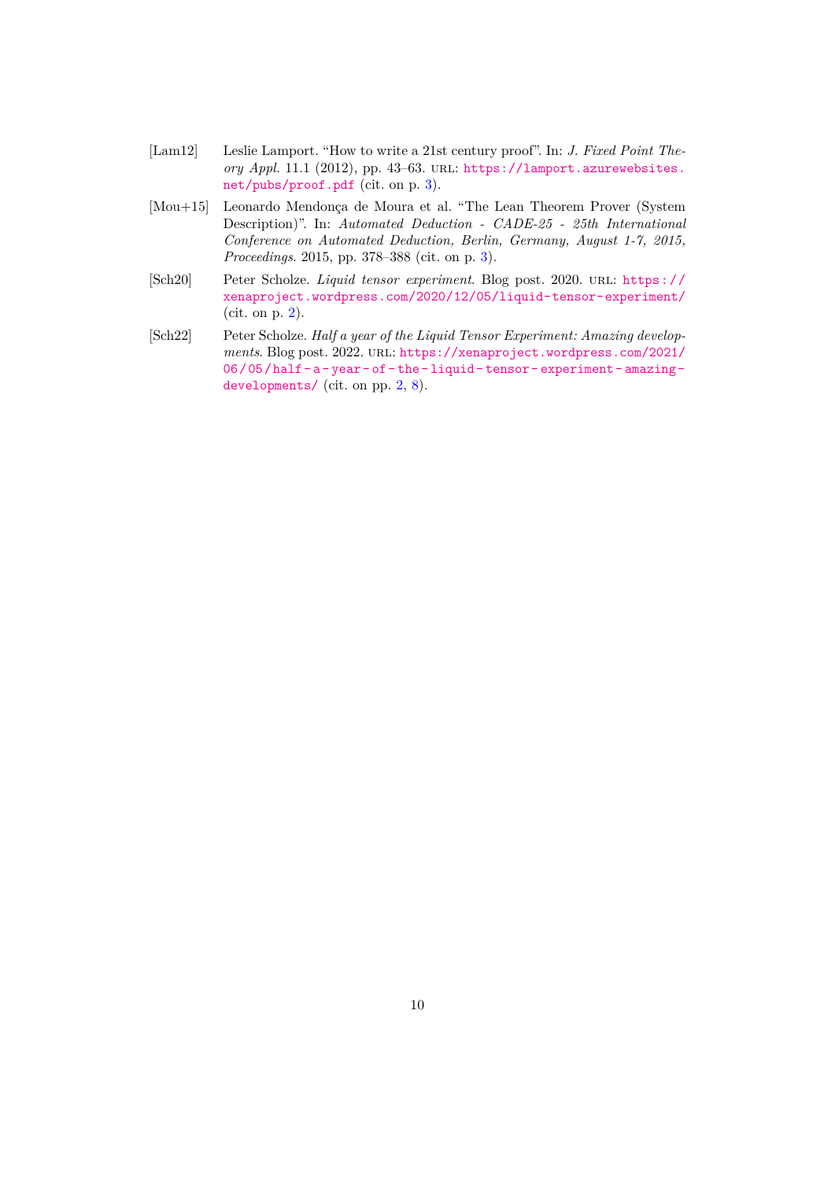- [Lam12] Leslie Lamport. "How to write a 21st century proof". In: *J. Fixed Point Theory Appl.* 11.1 (2012), pp. 43–63. URL: https://lamport.azurewebsites.net/pubs/proof.pdf (cit. on p. 3).
- [Mou+15] Leonardo Mendonça de Moura et al. "The Lean Theorem Prover (System Description)". In: *Automated Deduction - CADE-25 - 25th International Conference on Automated Deduction, Berlin, Germany, August 1-7, 2015, Proceedings*. 2015, pp. 378–388 (cit. on p. 3).
- [Sch20] Peter Scholze. *Liquid tensor experiment*. Blog post. 2020. URL: https://xenaproject.wordpress.com/2020/12/05/liquid-tensor-experiment/ (cit. on p. 2).
- [Sch22] Peter Scholze. *Half a year of the Liquid Tensor Experiment: Amazing developments*. Blog post. 2022. URL: https://xenaproject.wordpress.com/2021/06/05/half-a-year-of-the-liquid-tensor-experiment-amazing-developments/ (cit. on pp. 2, 8).